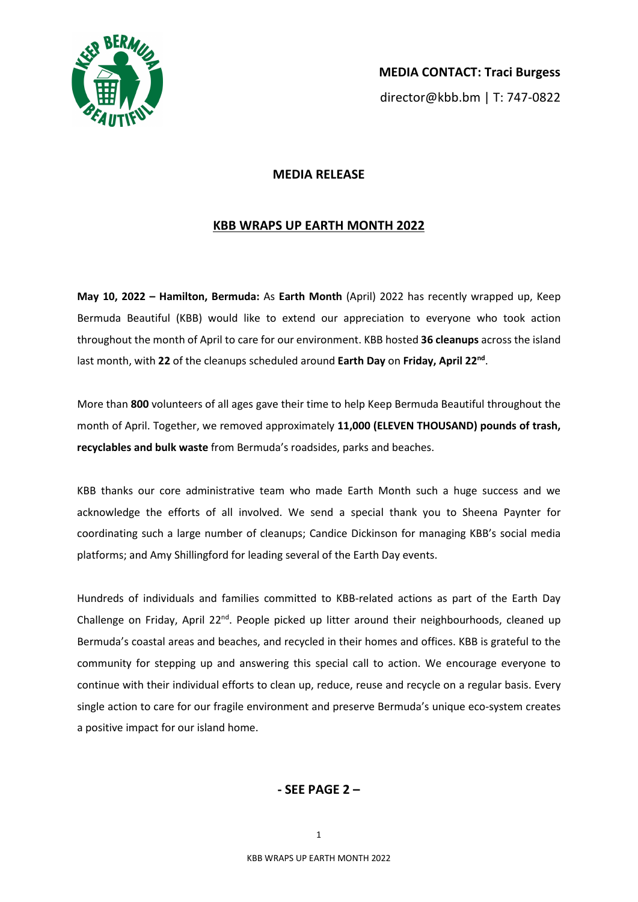**MEDIA CONTACT: Traci Burgess**

director@kbb.bm | T: 747-0822

## MEDIA RELEASE

# KBB WRAPS UP EARTH MONTH 2022

**May 10, 2022 – Hamilton, Bermuda:** As **Earth Month** (April) 2022 has recently wrapped up, Keep Bermuda Beautiful (KBB) would like to extend our appreciation to everyone who took action throughout the month of April to care for our environment. KBB hosted **36 cleanups** across the island last month, with **22** of the cleanups scheduled around **Earth Day** on **Friday, April 22nd**.

More than **800** volunteers of all ages gave their time to help Keep Bermuda Beautiful throughout the month of April. Together, we removed approximately **11,000 (ELEVEN THOUSAND) pounds of trash, recyclables and bulk waste** from Bermuda's roadsides, parks and beaches.

KBB thanks our core administrative team who made Earth Month such a huge success and we acknowledge the efforts of all involved. We send a special thank you to Sheena Paynter for coordinating such a large number of cleanups; Candice Dickinson for managing KBB's social media platforms; and Amy Shillingford for leading several of the Earth Day events.

Hundreds of individuals and families committed to KBB-related actions as part of the Earth Day Challenge on Friday, April 22nd. People picked up litter around their neighbourhoods, cleaned up Bermuda's coastal areas and beaches, and recycled in their homes and offices. KBB is grateful to the community for stepping up and answering this special call to action. We encourage everyone to continue with their individual efforts to clean up, reduce, reuse and recycle on a regular basis. Every single action to care for our fragile environment and preserve Bermuda's unique eco-system creates a positive impact for our island home.

**- SEE PAGE 2 –**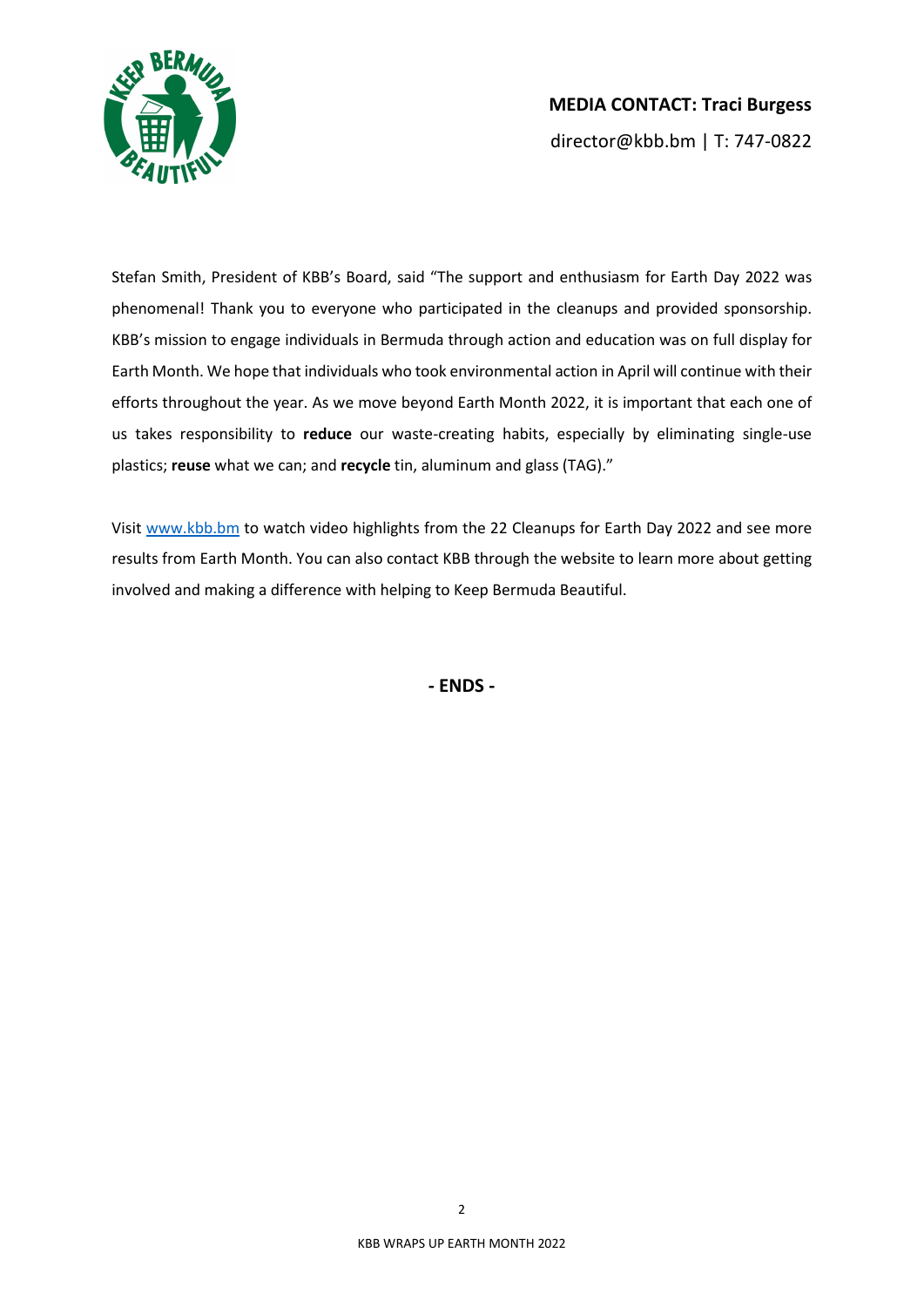**MEDIA CONTACT: Traci Burgess**

director@kbb.bm | T: 747-0822

Stefan Smith, President of KBB's Board, said "The support and enthusiasm for Earth Day 2022 was phenomenal! Thank you to everyone who participated in the cleanups and provided sponsorship. KBB's mission to engage individuals in Bermuda through action and education was on full display for Earth Month. We hope that individuals who took environmental action in April will continue with their efforts throughout the year. As we move beyond Earth Month 2022, it is important that each one of us takes responsibility to **reduce** our waste-creating habits, especially by eliminating single-use plastics; **reuse** what we can; and **recycle** tin, aluminum and glass (TAG)."

Visit [www.kbb.bm](www.kbb.bm) to watch video highlights from the 22 Cleanups for Earth Day 2022 and see more results from Earth Month. You can also contact KBB through the website to learn more about getting involved and making a difference with helping to Keep Bermuda Beautiful.

**- ENDS -**